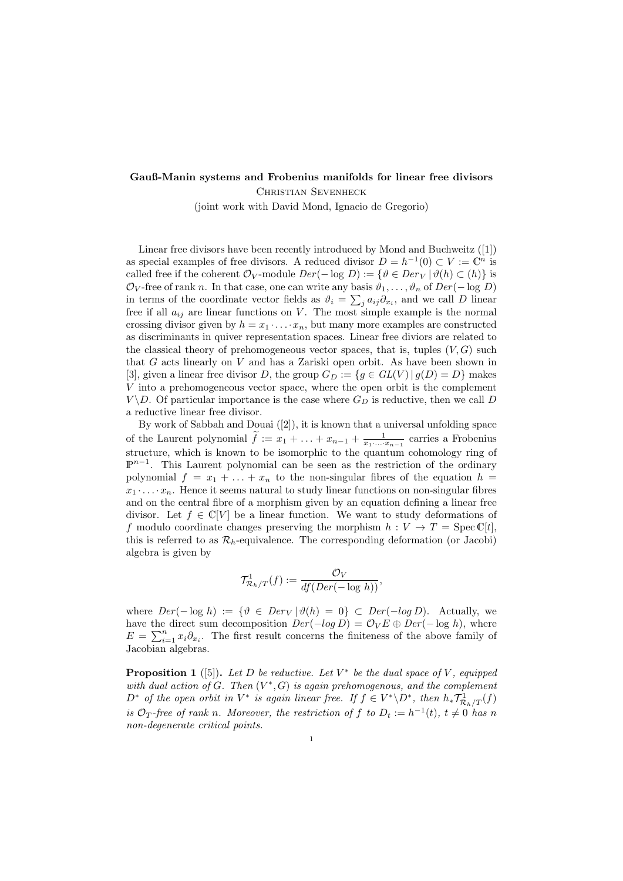**Gauß-Manin systems and Frobenius manifolds for linear free divisors**

Christian Sevenheck

(joint work with David Mond, Ignacio de Gregorio)

Linear free divisors have been recently introduced by Mond and Buchweitz ([1]) as special examples of free divisors. A reduced divisor $D = h^{-1}(0) \subset V := \mathbb{C}^n$ is called free if the coherent $\mathcal{O}_V$-module $Der(-\log D) := \{\vartheta \in Der_V \,|\, \vartheta(h) \subset (h)\}$ is $\mathcal{O}_V$-free of rank $n$. In that case, one can write any basis $\vartheta_1, \ldots, \vartheta_n$ of $Der(-\log D)$ in terms of the coordinate vector fields as $\vartheta_i = \sum_j a_{ij}\partial_{x_i}$, and we call $D$ linear free if all $a_{ij}$ are linear functions on $V$. The most simple example is the normal crossing divisor given by $h = x_1 \cdot \ldots \cdot x_n$, but many more examples are constructed as discriminants in quiver representation spaces. Linear free diviors are related to the classical theory of prehomogeneous vector spaces, that is, tuples $(V, G)$ such that $G$ acts linearly on $V$ and has a Zariski open orbit. As have been shown in [3], given a linear free divisor $D$, the group $G_D := \{g \in GL(V) \,|\, g(D) = D\}$ makes $V$ into a prehomogeneous vector space, where the open orbit is the complement $V \backslash D$. Of particular importance is the case where $G_D$ is reductive, then we call $D$ a reductive linear free divisor.

By work of Sabbah and Douai ([2]), it is known that a universal unfolding space of the Laurent polynomial $\widetilde{f} := x_1 + \ldots + x_{n-1} + \frac{1}{x_1 \cdot \ldots \cdot x_{n-1}}$ carries a Frobenius structure, which is known to be isomorphic to the quantum cohomology ring of $\mathbb{P}^{n-1}$. This Laurent polynomial can be seen as the restriction of the ordinary polynomial $f = x_1 + \ldots + x_n$ to the non-singular fibres of the equation $h = x_1 \cdot \ldots \cdot x_n$. Hence it seems natural to study linear functions on non-singular fibres and on the central fibre of a morphism given by an equation defining a linear free divisor. Let $f \in \mathbb{C}[V]$ be a linear function. We want to study deformations of $f$ modulo coordinate changes preserving the morphism $h : V \to T = \operatorname{Spec} \mathbb{C}[t]$, this is referred to as $\mathcal{R}_h$-equivalence. The corresponding deformation (or Jacobi) algebra is given by

$$\mathcal{T}^1_{\mathcal{R}_h/T}(f) := \frac{\mathcal{O}_V}{df(Der(-\log h))},$$

where $Der(-\log h) := \{\vartheta \in Der_V \,|\, \vartheta(h) = 0\} \subset Der(-log\, D)$. Actually, we have the direct sum decomposition $Der(-log\, D) = \mathcal{O}_V E \oplus Der(-\log h)$, where $E = \sum_{i=1}^n x_i \partial_{x_i}$. The first result concerns the finiteness of the above family of Jacobian algebras.

**Proposition 1** ([5])**.** *Let $D$ be reductive. Let $V^*$ be the dual space of $V$, equipped with dual action of $G$. Then $(V^*, G)$ is again prehomogenous, and the complement $D^*$ of the open orbit in $V^*$ is again linear free. If $f \in V^* \backslash D^*$, then $h_* \mathcal{T}^1_{\mathcal{R}_h/T}(f)$ is $\mathcal{O}_T$-free of rank $n$. Moreover, the restriction of $f$ to $D_t := h^{-1}(t)$, $t \neq 0$ has $n$ non-degenerate critical points.*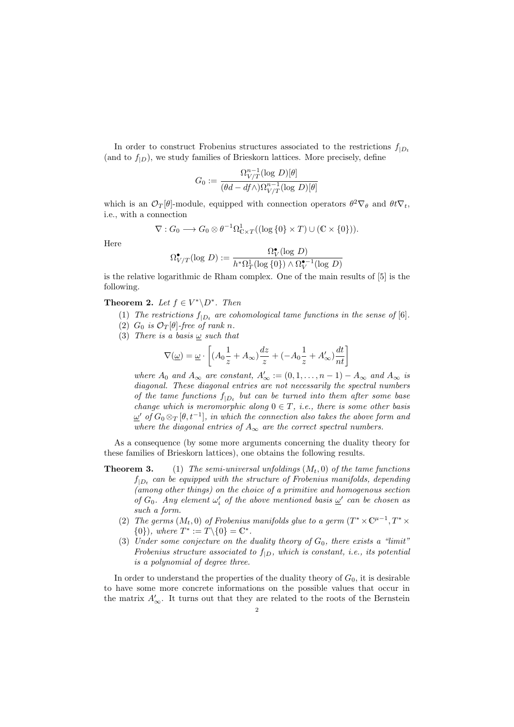In order to construct Frobenius structures associated to the restrictions $f_{|D_t}$ (and to $f_{|D}$), we study families of Brieskorn lattices. More precisely, define

$$G_0 := \frac{\Omega^{n-1}_{V/T}(\log D)[\theta]}{(\theta d - df\wedge)\Omega^{n-1}_{V/T}(\log D)[\theta]}$$

which is an $\mathcal{O}_T[\theta]$-module, equipped with connection operators $\theta^2\nabla_\theta$ and $\theta t\nabla_t$, i.e., with a connection

$$\nabla : G_0 \longrightarrow G_0 \otimes \theta^{-1}\Omega^1_{\mathbb{C}\times T}((\log \{0\} \times T) \cup (\mathbb{C} \times \{0\})).$$

Here

$$\Omega^\bullet_{V/T}(\log D) := \frac{\Omega^\bullet_V(\log D)}{h^*\Omega^1_T(\log \{0\}) \wedge \Omega^{\bullet-1}_V(\log D)}$$

is the relative logarithmic de Rham complex. One of the main results of [5] is the following.

**Theorem 2.** *Let $f \in V^*\backslash D^*$. Then*

1. *The restrictions $f_{|D_t}$ are cohomological tame functions in the sense of [6].*
2. *$G_0$ is $\mathcal{O}_T[\theta]$-free of rank $n$.*
3. *There is a basis $\underline{\omega}$ such that*

$$\nabla(\underline{\omega}) = \underline{\omega} \cdot \left[(A_0\frac{1}{z} + A_\infty)\frac{dz}{z} + (-A_0\frac{1}{z} + A'_\infty)\frac{dt}{nt}\right]$$

*where $A_0$ and $A_\infty$ are constant, $A'_\infty := (0, 1, \ldots, n-1) - A_\infty$ and $A_\infty$ is diagonal. These diagonal entries are not necessarily the spectral numbers of the tame functions $f_{|D_t}$ but can be turned into them after some base change which is meromorphic along $0 \in T$, i.e., there is some other basis $\underline{\omega}'$ of $G_0 \otimes_T [\theta, t^{-1}]$, in which the connection also takes the above form and where the diagonal entries of $A_\infty$ are the correct spectral numbers.*

As a consequence (by some more arguments concerning the duality theory for these families of Brieskorn lattices), one obtains the following results.

**Theorem 3.**

1. *The semi-universal unfoldings $(M_t, 0)$ of the tame functions $f_{|D_t}$ can be equipped with the structure of Frobenius manifolds, depending (among other things) on the choice of a primitive and homogenous section of $G_0$. Any element $\omega'_i$ of the above mentioned basis $\underline{\omega}'$ can be chosen as such a form.*
2. *The germs $(M_t, 0)$ of Frobenius manifolds glue to a germ $(T^* \times \mathbb{C}^{\mu-1}, T^* \times \{0\})$, where $T^* := T\backslash\{0\} = \mathbb{C}^*$.*
3. *Under some conjecture on the duality theory of $G_0$, there exists a "limit" Frobenius structure associated to $f_{|D}$, which is constant, i.e., its potential is a polynomial of degree three.*

In order to understand the properties of the duality theory of $G_0$, it is desirable to have some more concrete informations on the possible values that occur in the matrix $A'_\infty$. It turns out that they are related to the roots of the Bernstein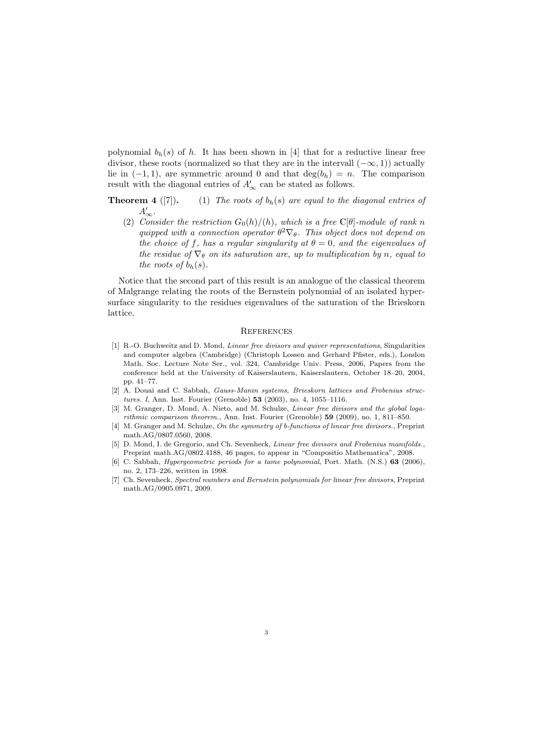polynomial $b_h(s)$ of $h$. It has been shown in [4] that for a reductive linear free divisor, these roots (normalized so that they are in the intervall $(-\infty, 1)$) actually lie in $(-1, 1)$, are symmetric around 0 and that $\deg(b_h) = n$. The comparison result with the diagonal entries of $A'_\infty$ can be stated as follows.

**Theorem 4** ([7])**.** (1) *The roots of $b_h(s)$ are equal to the diagonal entries of $A'_\infty$.*

(2) *Consider the restriction $G_0(h)/(h)$, which is a free $\mathbb{C}[\theta]$-module of rank $n$ quipped with a connection operator $\theta^2\nabla_\theta$. This object does not depend on the choice of $f$, has a regular singularity at $\theta = 0$, and the eigenvalues of the residue of $\nabla_\theta$ on its saturation are, up to multiplication by $n$, equal to the roots of $b_h(s)$.*

Notice that the second part of this result is an analogue of the classical theorem of Malgrange relating the roots of the Bernstein polynomial of an isolated hypersurface singularity to the residues eigenvalues of the saturation of the Brieskorn lattice.

## References

[1] R.-O. Buchweitz and D. Mond, *Linear free divisors and quiver representations*, Singularities and computer algebra (Cambridge) (Christoph Lossen and Gerhard Pfister, eds.), London Math. Soc. Lecture Note Ser., vol. 324, Cambridge Univ. Press, 2006, Papers from the conference held at the University of Kaiserslautern, Kaiserslautern, October 18–20, 2004, pp. 41–77.

[2] A. Douai and C. Sabbah, *Gauss-Manin systems, Brieskorn lattices and Frobenius structures. I*, Ann. Inst. Fourier (Grenoble) **53** (2003), no. 4, 1055–1116.

[3] M. Granger, D. Mond, A. Nieto, and M. Schulze, *Linear free divisors and the global logarithmic comparison theorem.*, Ann. Inst. Fourier (Grenoble) **59** (2009), no. 1, 811–850.

[4] M. Granger and M. Schulze, *On the symmetry of b-functions of linear free divisors.*, Preprint math.AG/0807.0560, 2008.

[5] D. Mond, I. de Gregorio, and Ch. Sevenheck, *Linear free divisors and Frobenius manifolds.*, Preprint math.AG/0802.4188, 46 pages, to appear in "Compositio Mathematica", 2008.

[6] C. Sabbah, *Hypergeometric periods for a tame polynomial*, Port. Math. (N.S.) **63** (2006), no. 2, 173–226, written in 1998.

[7] Ch. Sevenheck, *Spectral numbers and Bernstein polynomials for linear free divisors*, Preprint math.AG/0905.0971, 2009.